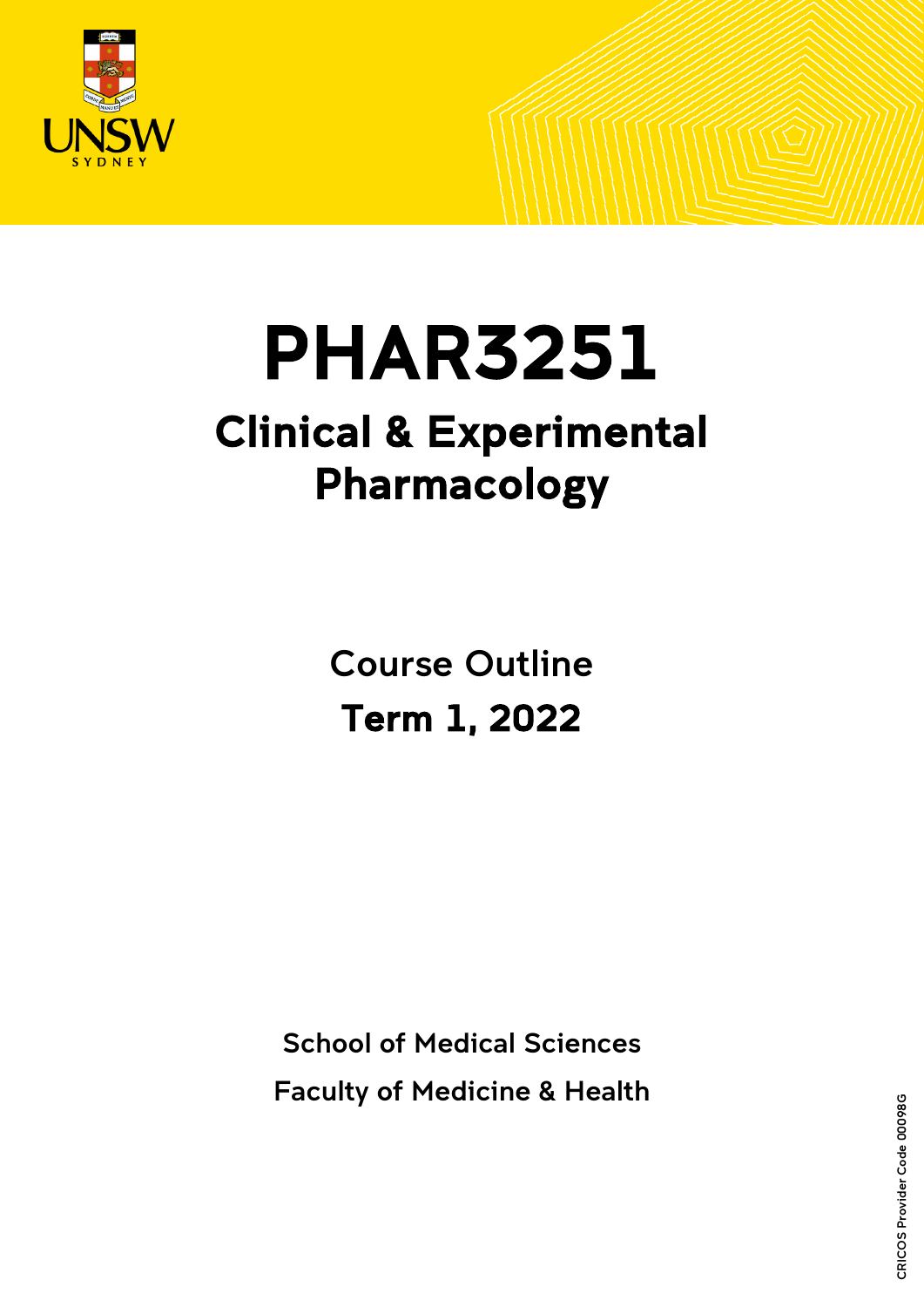# PHAR3251

## Clinical & Experimental Pharmacology

Course Outline

**Term 1, 2022**

School of Medical Sciences

Faculty of Medicine & Health

CRICOS Provider Code 00098G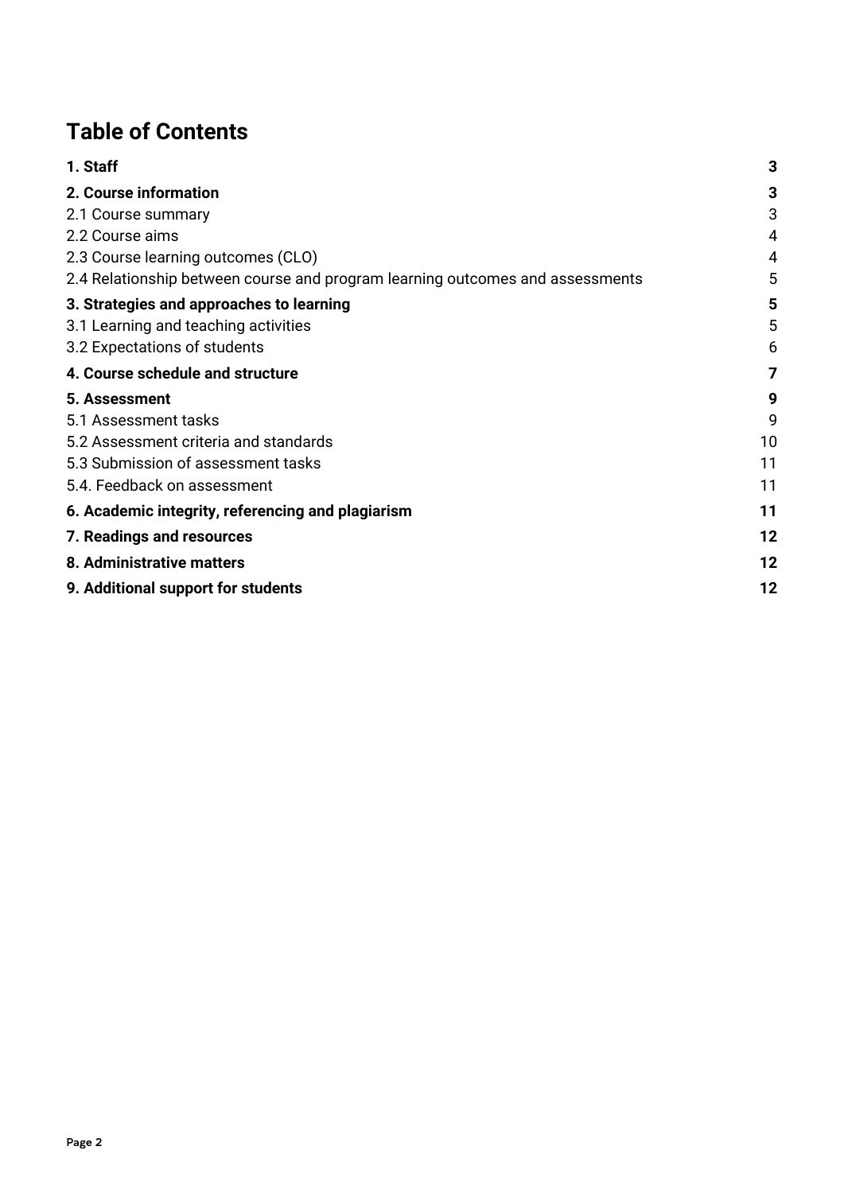# Table of Contents

| | |
|---|---|
| **1. Staff** | **3** |
| **2. Course information** | **3** |
| 2.1 Course summary | 3 |
| 2.2 Course aims | 4 |
| 2.3 Course learning outcomes (CLO) | 4 |
| 2.4 Relationship between course and program learning outcomes and assessments | 5 |
| **3. Strategies and approaches to learning** | **5** |
| 3.1 Learning and teaching activities | 5 |
| 3.2 Expectations of students | 6 |
| **4. Course schedule and structure** | **7** |
| **5. Assessment** | **9** |
| 5.1 Assessment tasks | 9 |
| 5.2 Assessment criteria and standards | 10 |
| 5.3 Submission of assessment tasks | 11 |
| 5.4. Feedback on assessment | 11 |
| **6. Academic integrity, referencing and plagiarism** | **11** |
| **7. Readings and resources** | **12** |
| **8. Administrative matters** | **12** |
| **9. Additional support for students** | **12** |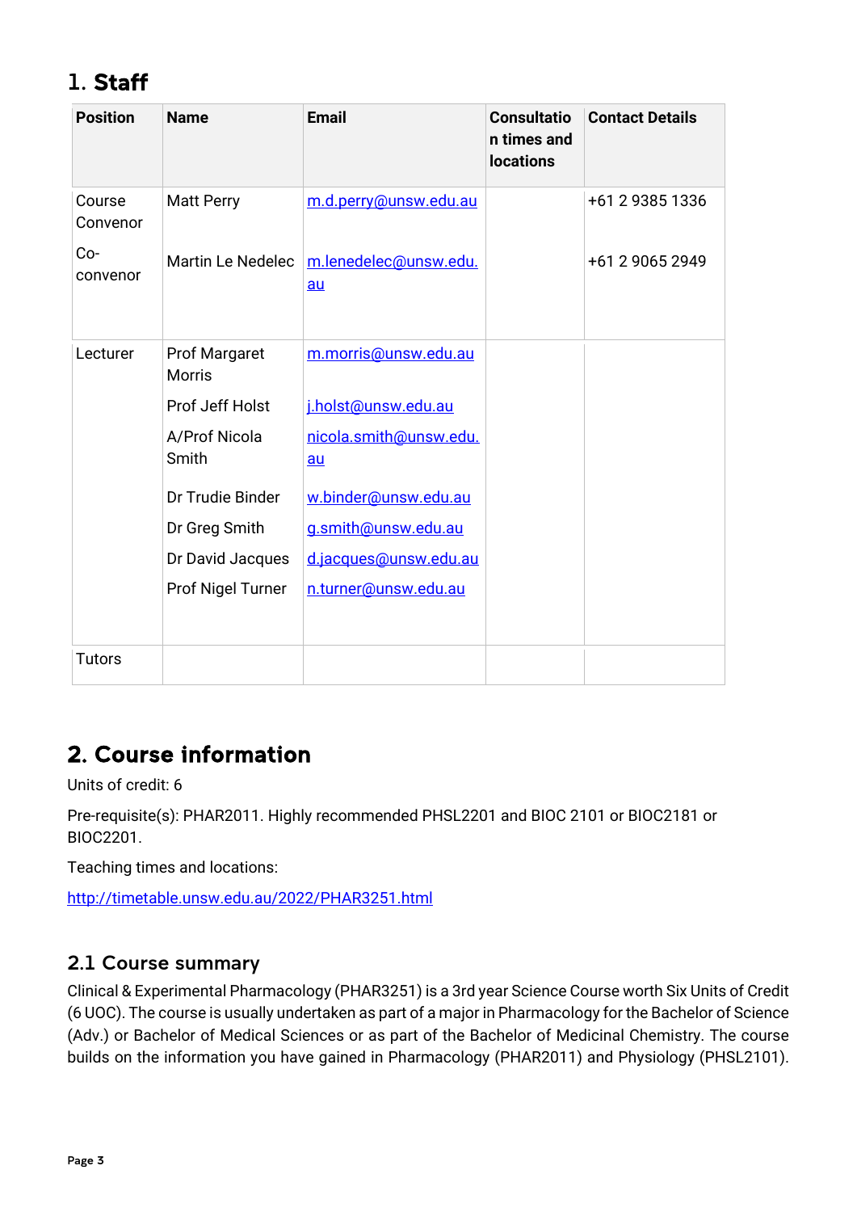# 1. Staff

| Position | Name | Email | Consultation times and locations | Contact Details |
|---|---|---|---|---|
| Course Convenor<br>Co-convenor | Matt Perry<br>Martin Le Nedelec | m.d.perry@unsw.edu.au<br>m.lenedelec@unsw.edu.au | | +61 2 9385 1336<br>+61 2 9065 2949 |
| Lecturer | Prof Margaret Morris<br>Prof Jeff Holst<br>A/Prof Nicola Smith<br>Dr Trudie Binder<br>Dr Greg Smith<br>Dr David Jacques<br>Prof Nigel Turner | m.morris@unsw.edu.au<br>j.holst@unsw.edu.au<br>nicola.smith@unsw.edu.au<br>w.binder@unsw.edu.au<br>g.smith@unsw.edu.au<br>d.jacques@unsw.edu.au<br>n.turner@unsw.edu.au | | |
| Tutors | | | | |

# 2. Course information

Units of credit: 6

Pre-requisite(s): PHAR2011. Highly recommended PHSL2201 and BIOC 2101 or BIOC2181 or BIOC2201.

Teaching times and locations:

http://timetable.unsw.edu.au/2022/PHAR3251.html

## 2.1 Course summary

Clinical & Experimental Pharmacology (PHAR3251) is a 3rd year Science Course worth Six Units of Credit (6 UOC). The course is usually undertaken as part of a major in Pharmacology for the Bachelor of Science (Adv.) or Bachelor of Medical Sciences or as part of the Bachelor of Medicinal Chemistry. The course builds on the information you have gained in Pharmacology (PHAR2011) and Physiology (PHSL2101).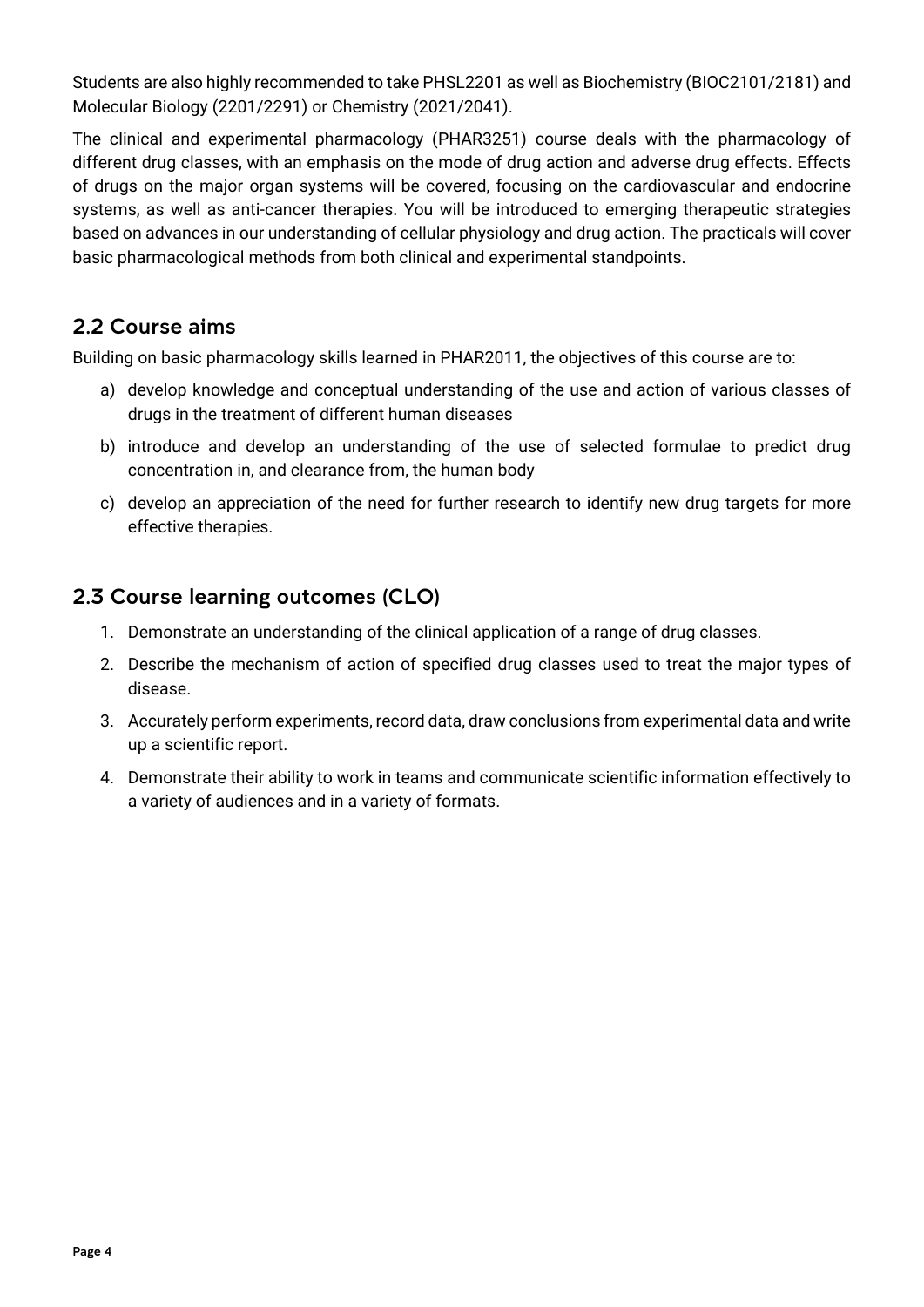Students are also highly recommended to take PHSL2201 as well as Biochemistry (BIOC2101/2181) and Molecular Biology (2201/2291) or Chemistry (2021/2041).

The clinical and experimental pharmacology (PHAR3251) course deals with the pharmacology of different drug classes, with an emphasis on the mode of drug action and adverse drug effects. Effects of drugs on the major organ systems will be covered, focusing on the cardiovascular and endocrine systems, as well as anti-cancer therapies. You will be introduced to emerging therapeutic strategies based on advances in our understanding of cellular physiology and drug action. The practicals will cover basic pharmacological methods from both clinical and experimental standpoints.

## 2.2 Course aims

Building on basic pharmacology skills learned in PHAR2011, the objectives of this course are to:

a) develop knowledge and conceptual understanding of the use and action of various classes of drugs in the treatment of different human diseases
b) introduce and develop an understanding of the use of selected formulae to predict drug concentration in, and clearance from, the human body
c) develop an appreciation of the need for further research to identify new drug targets for more effective therapies.

## 2.3 Course learning outcomes (CLO)

1. Demonstrate an understanding of the clinical application of a range of drug classes.
2. Describe the mechanism of action of specified drug classes used to treat the major types of disease.
3. Accurately perform experiments, record data, draw conclusions from experimental data and write up a scientific report.
4. Demonstrate their ability to work in teams and communicate scientific information effectively to a variety of audiences and in a variety of formats.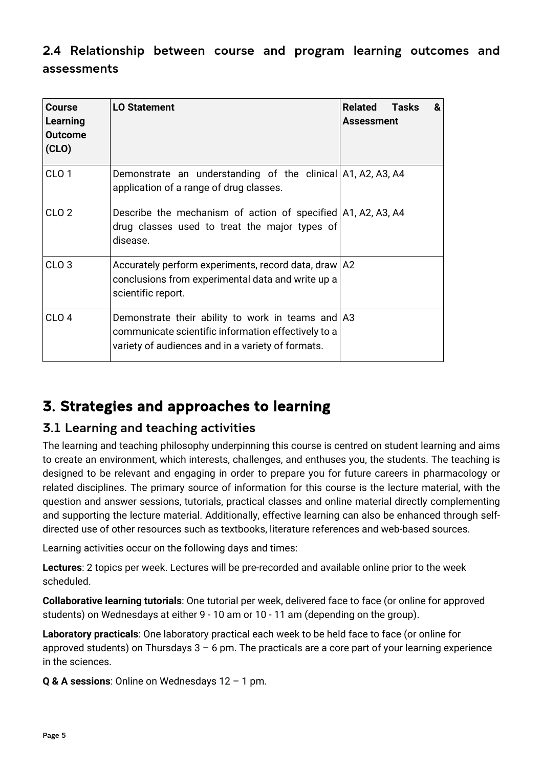### 2.4 Relationship between course and program learning outcomes and assessments

| Course Learning Outcome (CLO) | LO Statement | Related Tasks & Assessment |
|---|---|---|
| CLO 1 | Demonstrate an understanding of the clinical application of a range of drug classes. | A1, A2, A3, A4 |
| CLO 2 | Describe the mechanism of action of specified drug classes used to treat the major types of disease. | A1, A2, A3, A4 |
| CLO 3 | Accurately perform experiments, record data, draw conclusions from experimental data and write up a scientific report. | A2 |
| CLO 4 | Demonstrate their ability to work in teams and communicate scientific information effectively to a variety of audiences and in a variety of formats. | A3 |

# 3. Strategies and approaches to learning

## 3.1 Learning and teaching activities

The learning and teaching philosophy underpinning this course is centred on student learning and aims to create an environment, which interests, challenges, and enthuses you, the students. The teaching is designed to be relevant and engaging in order to prepare you for future careers in pharmacology or related disciplines. The primary source of information for this course is the lecture material, with the question and answer sessions, tutorials, practical classes and online material directly complementing and supporting the lecture material. Additionally, effective learning can also be enhanced through self-directed use of other resources such as textbooks, literature references and web-based sources.

Learning activities occur on the following days and times:

**Lectures**: 2 topics per week. Lectures will be pre-recorded and available online prior to the week scheduled.

**Collaborative learning tutorials**: One tutorial per week, delivered face to face (or online for approved students) on Wednesdays at either 9 - 10 am or 10 - 11 am (depending on the group).

**Laboratory practicals**: One laboratory practical each week to be held face to face (or online for approved students) on Thursdays 3 – 6 pm. The practicals are a core part of your learning experience in the sciences.

**Q & A sessions**: Online on Wednesdays 12 – 1 pm.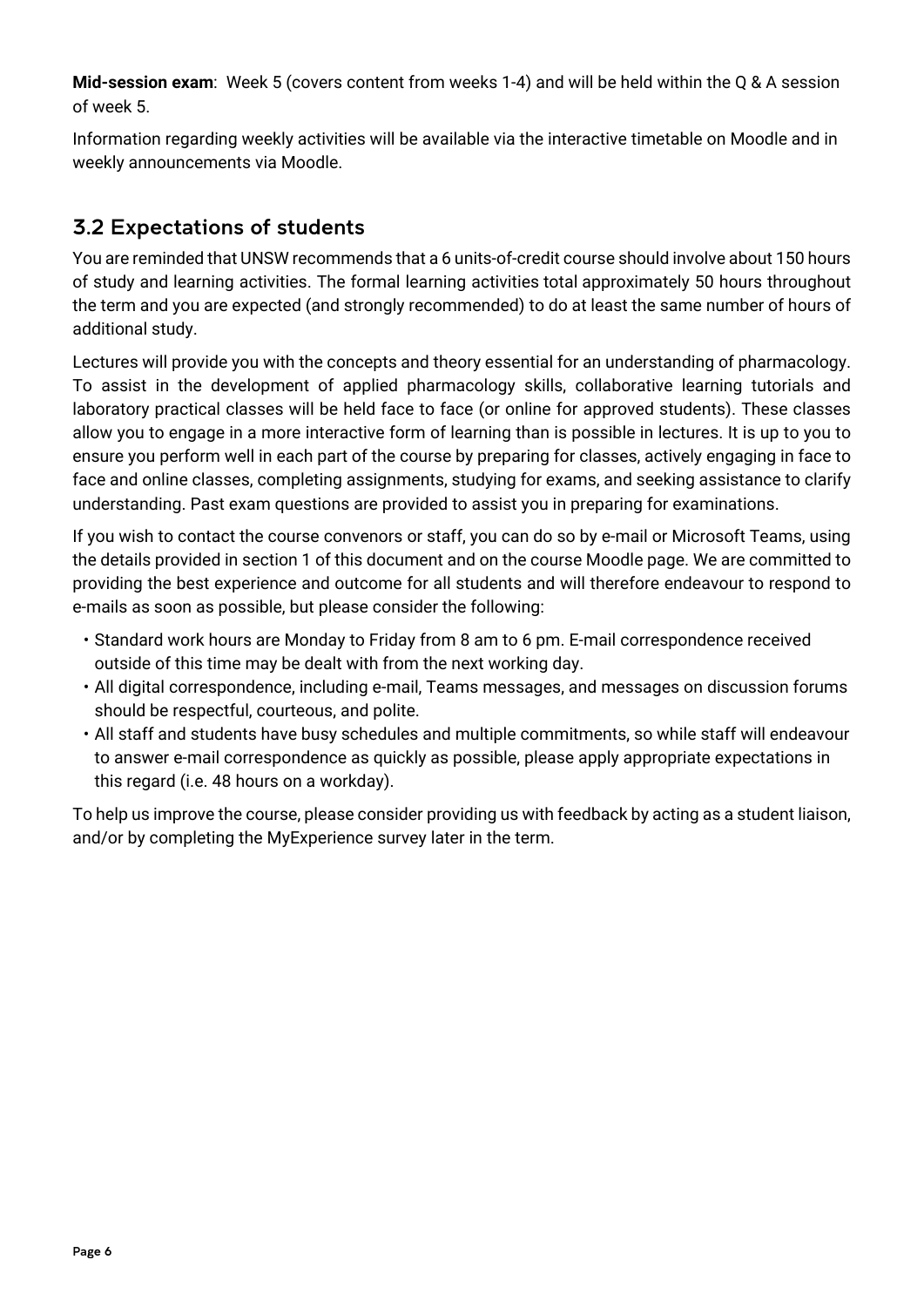**Mid-session exam**: Week 5 (covers content from weeks 1-4) and will be held within the Q & A session of week 5.

Information regarding weekly activities will be available via the interactive timetable on Moodle and in weekly announcements via Moodle.

## 3.2 Expectations of students

You are reminded that UNSW recommends that a 6 units-of-credit course should involve about 150 hours of study and learning activities. The formal learning activities total approximately 50 hours throughout the term and you are expected (and strongly recommended) to do at least the same number of hours of additional study.

Lectures will provide you with the concepts and theory essential for an understanding of pharmacology. To assist in the development of applied pharmacology skills, collaborative learning tutorials and laboratory practical classes will be held face to face (or online for approved students). These classes allow you to engage in a more interactive form of learning than is possible in lectures. It is up to you to ensure you perform well in each part of the course by preparing for classes, actively engaging in face to face and online classes, completing assignments, studying for exams, and seeking assistance to clarify understanding. Past exam questions are provided to assist you in preparing for examinations.

If you wish to contact the course convenors or staff, you can do so by e-mail or Microsoft Teams, using the details provided in section 1 of this document and on the course Moodle page. We are committed to providing the best experience and outcome for all students and will therefore endeavour to respond to e-mails as soon as possible, but please consider the following:

- Standard work hours are Monday to Friday from 8 am to 6 pm. E-mail correspondence received outside of this time may be dealt with from the next working day.
- All digital correspondence, including e-mail, Teams messages, and messages on discussion forums should be respectful, courteous, and polite.
- All staff and students have busy schedules and multiple commitments, so while staff will endeavour to answer e-mail correspondence as quickly as possible, please apply appropriate expectations in this regard (i.e. 48 hours on a workday).

To help us improve the course, please consider providing us with feedback by acting as a student liaison, and/or by completing the MyExperience survey later in the term.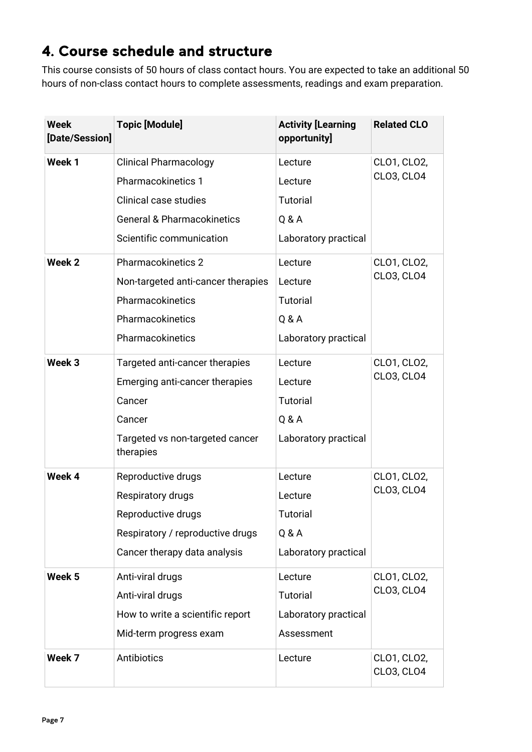## 4. Course schedule and structure

This course consists of 50 hours of class contact hours. You are expected to take an additional 50 hours of non-class contact hours to complete assessments, readings and exam preparation.

| Week [Date/Session] | Topic [Module] | Activity [Learning opportunity] | Related CLO |
|---|---|---|---|
| Week 1 | Clinical Pharmacology | Lecture | CLO1, CLO2, CLO3, CLO4 |
| | Pharmacokinetics 1 | Lecture | |
| | Clinical case studies | Tutorial | |
| | General & Pharmacokinetics | Q & A | |
| | Scientific communication | Laboratory practical | |
| Week 2 | Pharmacokinetics 2 | Lecture | CLO1, CLO2, CLO3, CLO4 |
| | Non-targeted anti-cancer therapies | Lecture | |
| | Pharmacokinetics | Tutorial | |
| | Pharmacokinetics | Q & A | |
| | Pharmacokinetics | Laboratory practical | |
| Week 3 | Targeted anti-cancer therapies | Lecture | CLO1, CLO2, CLO3, CLO4 |
| | Emerging anti-cancer therapies | Lecture | |
| | Cancer | Tutorial | |
| | Cancer | Q & A | |
| | Targeted vs non-targeted cancer therapies | Laboratory practical | |
| Week 4 | Reproductive drugs | Lecture | CLO1, CLO2, CLO3, CLO4 |
| | Respiratory drugs | Lecture | |
| | Reproductive drugs | Tutorial | |
| | Respiratory / reproductive drugs | Q & A | |
| | Cancer therapy data analysis | Laboratory practical | |
| Week 5 | Anti-viral drugs | Lecture | CLO1, CLO2, CLO3, CLO4 |
| | Anti-viral drugs | Tutorial | |
| | How to write a scientific report | Laboratory practical | |
| | Mid-term progress exam | Assessment | |
| Week 7 | Antibiotics | Lecture | CLO1, CLO2, CLO3, CLO4 |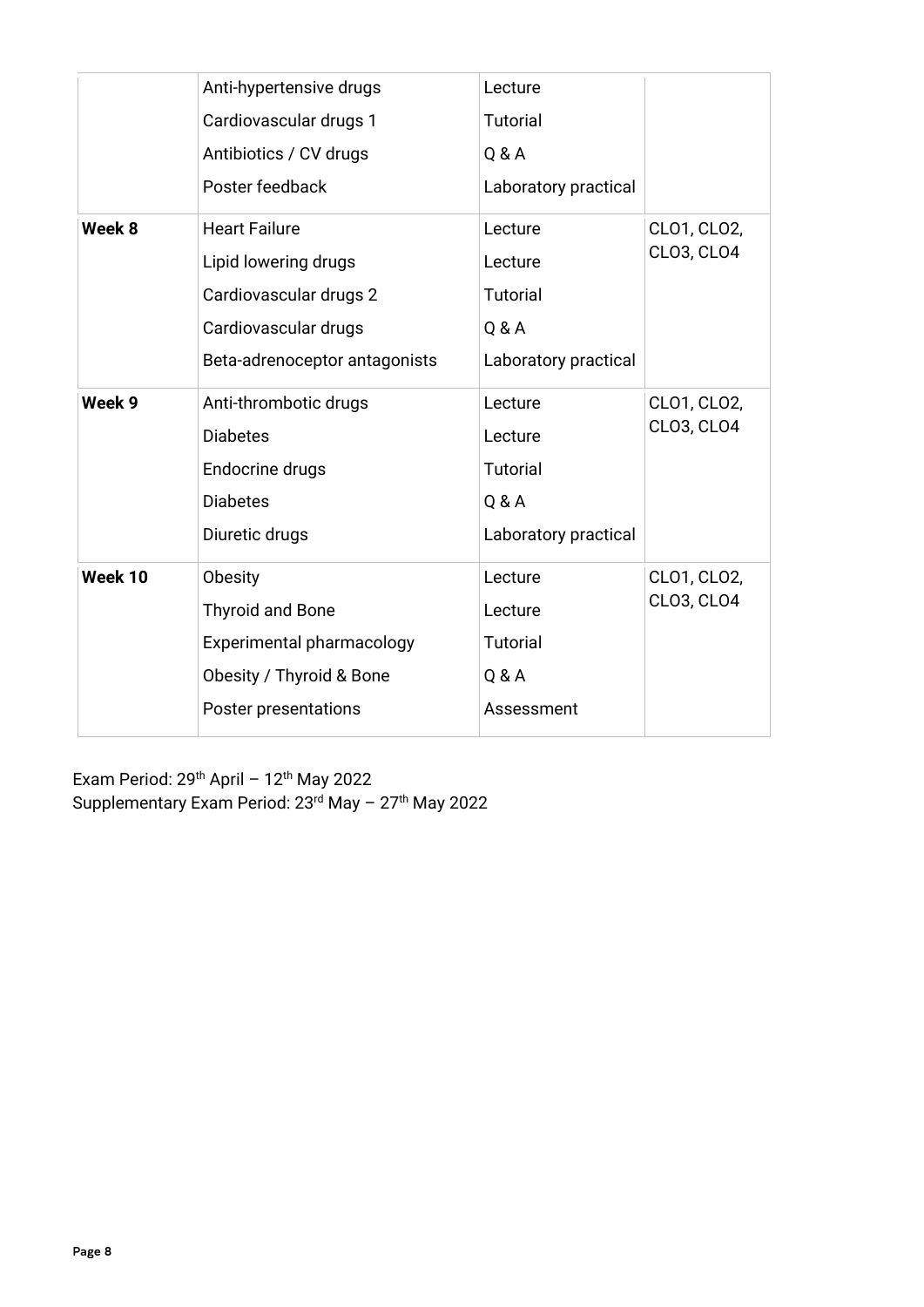| | | | |
|---|---|---|---|
| | Anti-hypertensive drugs | Lecture | |
| | Cardiovascular drugs 1 | Tutorial | |
| | Antibiotics / CV drugs | Q & A | |
| | Poster feedback | Laboratory practical | |
| **Week 8** | Heart Failure | Lecture | CLO1, CLO2, CLO3, CLO4 |
| | Lipid lowering drugs | Lecture | |
| | Cardiovascular drugs 2 | Tutorial | |
| | Cardiovascular drugs | Q & A | |
| | Beta-adrenoceptor antagonists | Laboratory practical | |
| **Week 9** | Anti-thrombotic drugs | Lecture | CLO1, CLO2, CLO3, CLO4 |
| | Diabetes | Lecture | |
| | Endocrine drugs | Tutorial | |
| | Diabetes | Q & A | |
| | Diuretic drugs | Laboratory practical | |
| **Week 10** | Obesity | Lecture | CLO1, CLO2, CLO3, CLO4 |
| | Thyroid and Bone | Lecture | |
| | Experimental pharmacology | Tutorial | |
| | Obesity / Thyroid & Bone | Q & A | |
| | Poster presentations | Assessment | |

Exam Period: 29th April – 12th May 2022
Supplementary Exam Period: 23rd May – 27th May 2022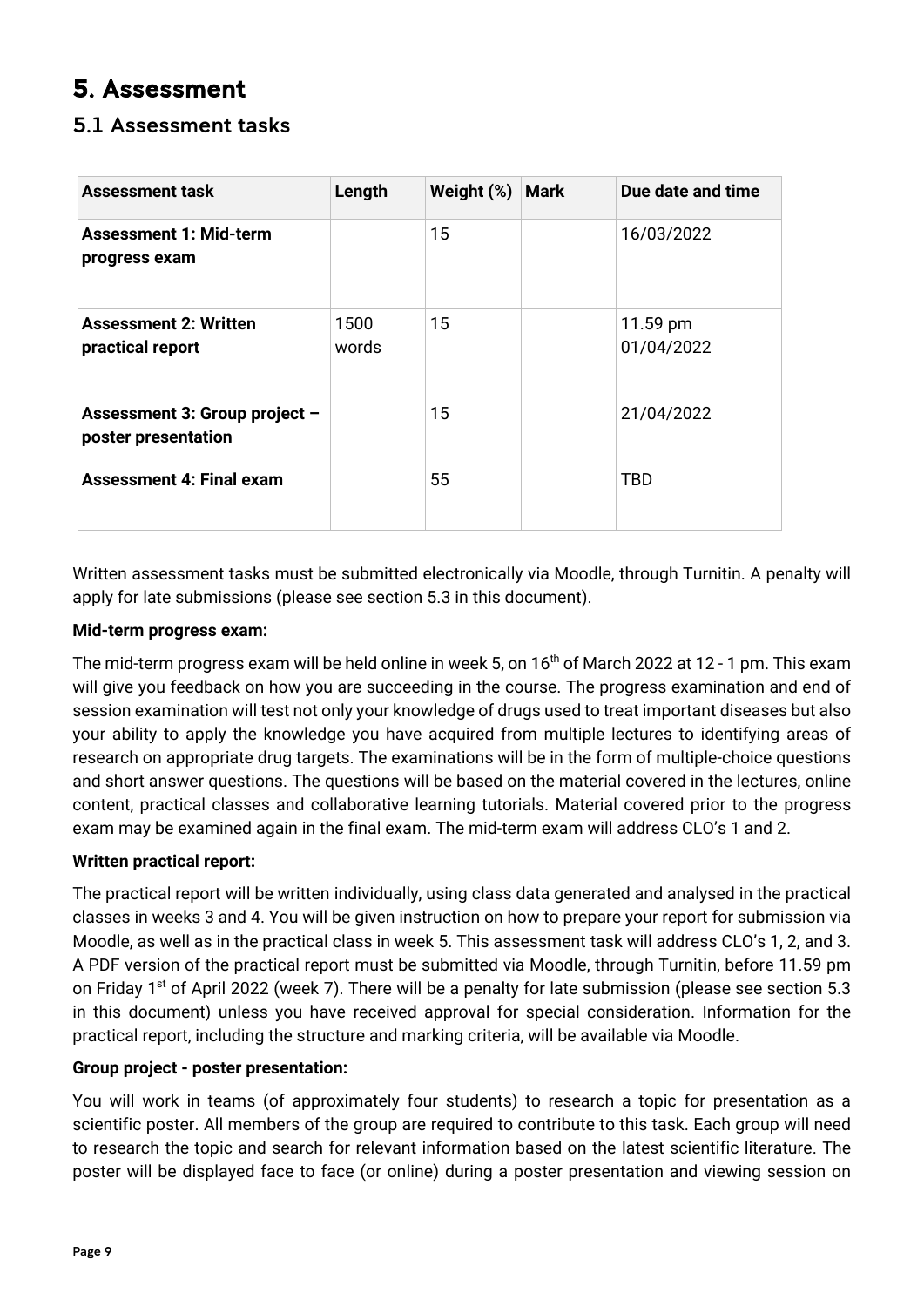# 5. Assessment

## 5.1 Assessment tasks

| Assessment task | Length | Weight (%) | Mark | Due date and time |
|---|---|---|---|---|
| **Assessment 1: Mid-term progress exam** | | 15 | | 16/03/2022 |
| **Assessment 2: Written practical report** | 1500 words | 15 | | 11.59 pm 01/04/2022 |
| **Assessment 3: Group project – poster presentation** | | 15 | | 21/04/2022 |
| **Assessment 4: Final exam** | | 55 | | TBD |

Written assessment tasks must be submitted electronically via Moodle, through Turnitin. A penalty will apply for late submissions (please see section 5.3 in this document).

**Mid-term progress exam:**

The mid-term progress exam will be held online in week 5, on 16th of March 2022 at 12 - 1 pm. This exam will give you feedback on how you are succeeding in the course. The progress examination and end of session examination will test not only your knowledge of drugs used to treat important diseases but also your ability to apply the knowledge you have acquired from multiple lectures to identifying areas of research on appropriate drug targets. The examinations will be in the form of multiple-choice questions and short answer questions. The questions will be based on the material covered in the lectures, online content, practical classes and collaborative learning tutorials. Material covered prior to the progress exam may be examined again in the final exam. The mid-term exam will address CLO's 1 and 2.

**Written practical report:**

The practical report will be written individually, using class data generated and analysed in the practical classes in weeks 3 and 4. You will be given instruction on how to prepare your report for submission via Moodle, as well as in the practical class in week 5. This assessment task will address CLO's 1, 2, and 3. A PDF version of the practical report must be submitted via Moodle, through Turnitin, before 11.59 pm on Friday 1st of April 2022 (week 7). There will be a penalty for late submission (please see section 5.3 in this document) unless you have received approval for special consideration. Information for the practical report, including the structure and marking criteria, will be available via Moodle.

**Group project - poster presentation:**

You will work in teams (of approximately four students) to research a topic for presentation as a scientific poster. All members of the group are required to contribute to this task. Each group will need to research the topic and search for relevant information based on the latest scientific literature. The poster will be displayed face to face (or online) during a poster presentation and viewing session on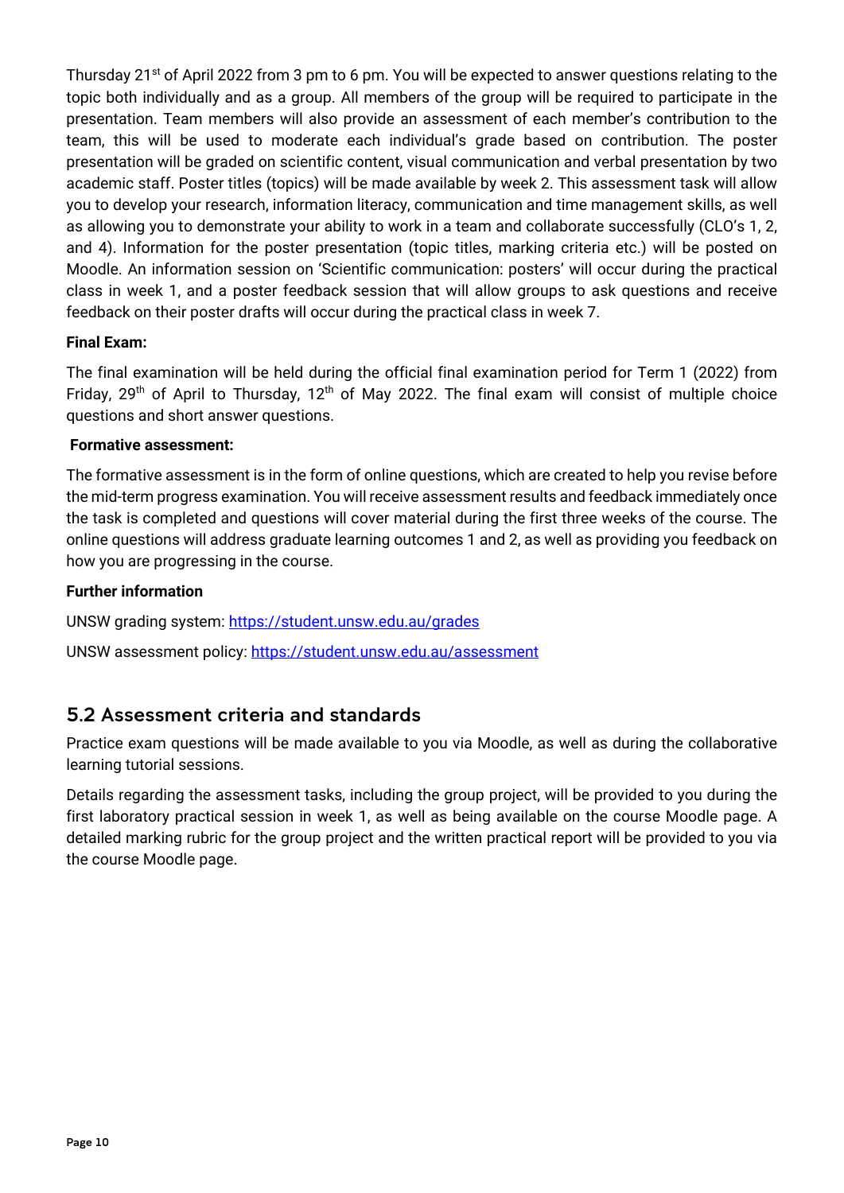Thursday 21st of April 2022 from 3 pm to 6 pm. You will be expected to answer questions relating to the topic both individually and as a group. All members of the group will be required to participate in the presentation. Team members will also provide an assessment of each member's contribution to the team, this will be used to moderate each individual's grade based on contribution. The poster presentation will be graded on scientific content, visual communication and verbal presentation by two academic staff. Poster titles (topics) will be made available by week 2. This assessment task will allow you to develop your research, information literacy, communication and time management skills, as well as allowing you to demonstrate your ability to work in a team and collaborate successfully (CLO's 1, 2, and 4). Information for the poster presentation (topic titles, marking criteria etc.) will be posted on Moodle. An information session on 'Scientific communication: posters' will occur during the practical class in week 1, and a poster feedback session that will allow groups to ask questions and receive feedback on their poster drafts will occur during the practical class in week 7.

**Final Exam:**

The final examination will be held during the official final examination period for Term 1 (2022) from Friday, 29th of April to Thursday, 12th of May 2022. The final exam will consist of multiple choice questions and short answer questions.

**Formative assessment:**

The formative assessment is in the form of online questions, which are created to help you revise before the mid-term progress examination. You will receive assessment results and feedback immediately once the task is completed and questions will cover material during the first three weeks of the course. The online questions will address graduate learning outcomes 1 and 2, as well as providing you feedback on how you are progressing in the course.

**Further information**

UNSW grading system: https://student.unsw.edu.au/grades

UNSW assessment policy: https://student.unsw.edu.au/assessment

## 5.2 Assessment criteria and standards

Practice exam questions will be made available to you via Moodle, as well as during the collaborative learning tutorial sessions.

Details regarding the assessment tasks, including the group project, will be provided to you during the first laboratory practical session in week 1, as well as being available on the course Moodle page. A detailed marking rubric for the group project and the written practical report will be provided to you via the course Moodle page.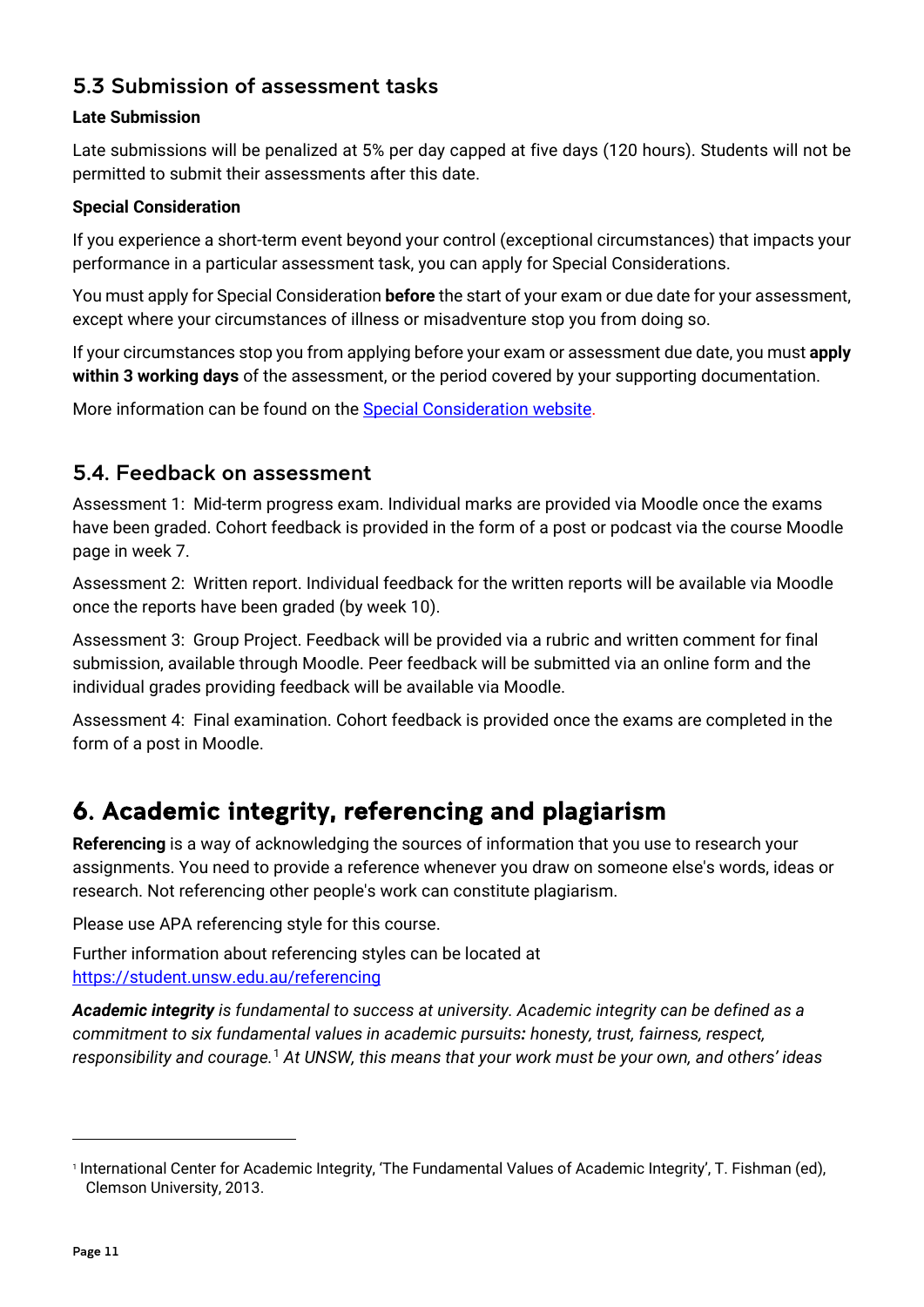### 5.3 Submission of assessment tasks

**Late Submission**

Late submissions will be penalized at 5% per day capped at five days (120 hours). Students will not be permitted to submit their assessments after this date.

**Special Consideration**

If you experience a short-term event beyond your control (exceptional circumstances) that impacts your performance in a particular assessment task, you can apply for Special Considerations.

You must apply for Special Consideration **before** the start of your exam or due date for your assessment, except where your circumstances of illness or misadventure stop you from doing so.

If your circumstances stop you from applying before your exam or assessment due date, you must **apply within 3 working days** of the assessment, or the period covered by your supporting documentation.

More information can be found on the [Special Consideration website](Special Consideration website).

### 5.4. Feedback on assessment

Assessment 1: Mid-term progress exam. Individual marks are provided via Moodle once the exams have been graded. Cohort feedback is provided in the form of a post or podcast via the course Moodle page in week 7.

Assessment 2: Written report. Individual feedback for the written reports will be available via Moodle once the reports have been graded (by week 10).

Assessment 3: Group Project. Feedback will be provided via a rubric and written comment for final submission, available through Moodle. Peer feedback will be submitted via an online form and the individual grades providing feedback will be available via Moodle.

Assessment 4: Final examination. Cohort feedback is provided once the exams are completed in the form of a post in Moodle.

## 6. Academic integrity, referencing and plagiarism

**Referencing** is a way of acknowledging the sources of information that you use to research your assignments. You need to provide a reference whenever you draw on someone else's words, ideas or research. Not referencing other people's work can constitute plagiarism.

Please use APA referencing style for this course.

Further information about referencing styles can be located at
https://student.unsw.edu.au/referencing

***Academic integrity*** *is fundamental to success at university. Academic integrity can be defined as a commitment to six fundamental values in academic pursuits**:** honesty, trust, fairness, respect, responsibility and courage.*[1] *At UNSW, this means that your work must be your own, and others' ideas*

[1] International Center for Academic Integrity, 'The Fundamental Values of Academic Integrity', T. Fishman (ed), Clemson University, 2013.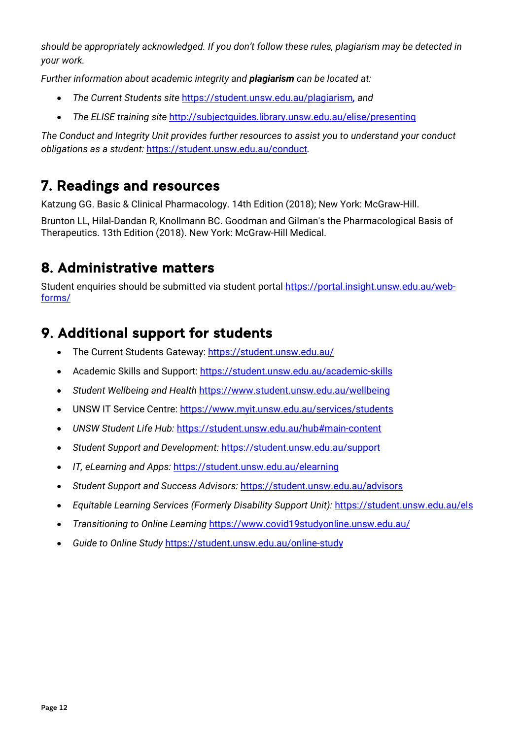*should be appropriately acknowledged. If you don't follow these rules, plagiarism may be detected in your work.*

*Further information about academic integrity and **plagiarism** can be located at:*

- *The Current Students site* https://student.unsw.edu.au/plagiarism*, and*
- *The ELISE training site* http://subjectguides.library.unsw.edu.au/elise/presenting

*The Conduct and Integrity Unit provides further resources to assist you to understand your conduct obligations as a student:* https://student.unsw.edu.au/conduct*.*

## 7. Readings and resources

Katzung GG. Basic & Clinical Pharmacology. 14th Edition (2018); New York: McGraw-Hill.

Brunton LL, Hilal-Dandan R, Knollmann BC. Goodman and Gilman's the Pharmacological Basis of Therapeutics. 13th Edition (2018). New York: McGraw-Hill Medical.

## 8. Administrative matters

Student enquiries should be submitted via student portal https://portal.insight.unsw.edu.au/web-forms/

## 9. Additional support for students

- The Current Students Gateway: https://student.unsw.edu.au/
- Academic Skills and Support: https://student.unsw.edu.au/academic-skills
- *Student Wellbeing and Health* https://www.student.unsw.edu.au/wellbeing
- UNSW IT Service Centre: https://www.myit.unsw.edu.au/services/students
- *UNSW Student Life Hub:* https://student.unsw.edu.au/hub#main-content
- *Student Support and Development:* https://student.unsw.edu.au/support
- *IT, eLearning and Apps:* https://student.unsw.edu.au/elearning
- *Student Support and Success Advisors:* https://student.unsw.edu.au/advisors
- *Equitable Learning Services (Formerly Disability Support Unit):* https://student.unsw.edu.au/els
- *Transitioning to Online Learning* https://www.covid19studyonline.unsw.edu.au/
- *Guide to Online Study* https://student.unsw.edu.au/online-study